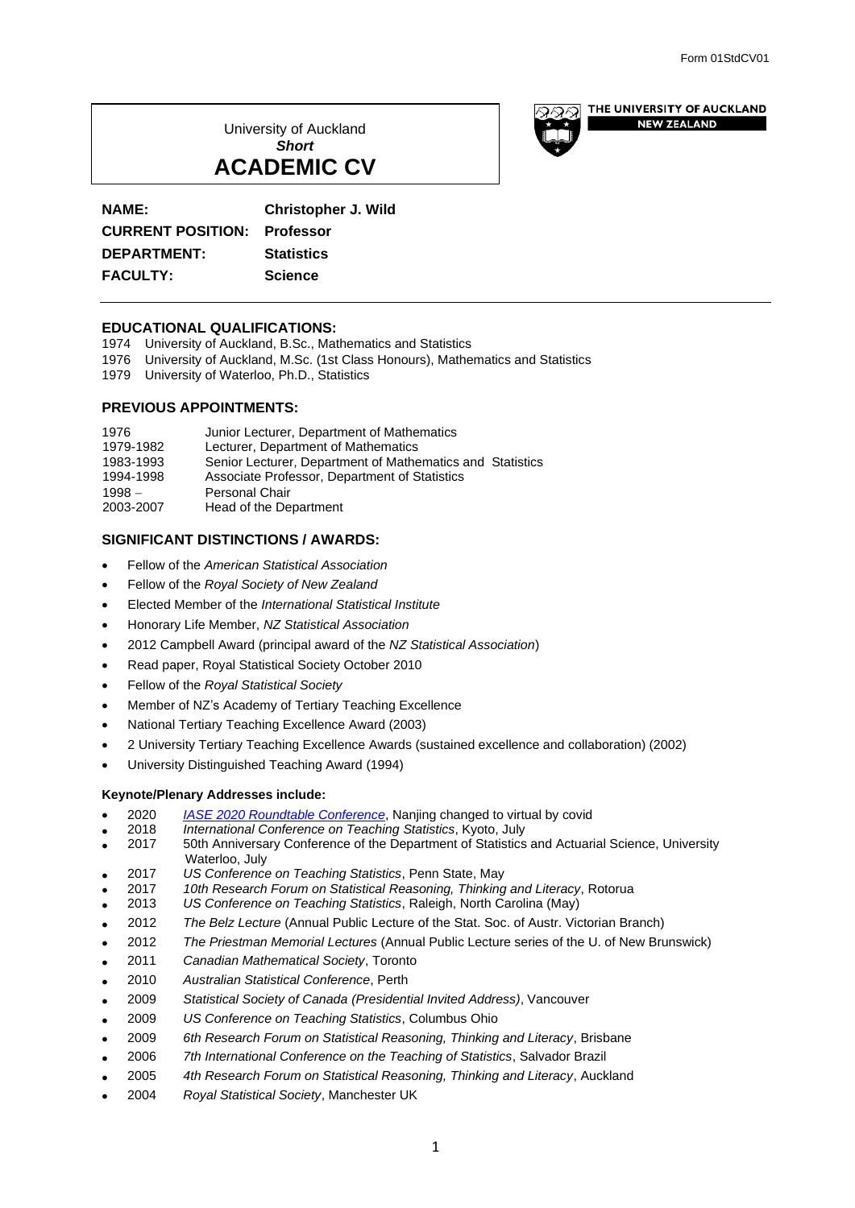Form 01StdCV01

University of Auckland
***Short***
# ACADEMIC CV

THE UNIVERSITY OF AUCKLAND
NEW ZEALAND

| | |
|---|---|
| **NAME:** | **Christopher J. Wild** |
| **CURRENT POSITION:** | **Professor** |
| **DEPARTMENT:** | **Statistics** |
| **FACULTY:** | **Science** |

## EDUCATIONAL QUALIFICATIONS:

1974 University of Auckland, B.Sc., Mathematics and Statistics
1976 University of Auckland, M.Sc. (1st Class Honours), Mathematics and Statistics
1979 University of Waterloo, Ph.D., Statistics

## PREVIOUS APPOINTMENTS:

| | |
|---|---|
| 1976 | Junior Lecturer, Department of Mathematics |
| 1979-1982 | Lecturer, Department of Mathematics |
| 1983-1993 | Senior Lecturer, Department of Mathematics and Statistics |
| 1994-1998 | Associate Professor, Department of Statistics |
| 1998 – | Personal Chair |
| 2003-2007 | Head of the Department |

## SIGNIFICANT DISTINCTIONS / AWARDS:

- Fellow of the *American Statistical Association*
- Fellow of the *Royal Society of New Zealand*
- Elected Member of the *International Statistical Institute*
- Honorary Life Member, *NZ Statistical Association*
- 2012 Campbell Award (principal award of the *NZ Statistical Association*)
- Read paper, Royal Statistical Society October 2010
- Fellow of the *Royal Statistical Society*
- Member of NZ's Academy of Tertiary Teaching Excellence
- National Tertiary Teaching Excellence Award (2003)
- 2 University Tertiary Teaching Excellence Awards (sustained excellence and collaboration) (2002)
- University Distinguished Teaching Award (1994)

### Keynote/Plenary Addresses include:

- 2020 *IASE 2020 Roundtable Conference*, Nanjing changed to virtual by covid
- 2018 *International Conference on Teaching Statistics*, Kyoto, July
- 2017 50th Anniversary Conference of the Department of Statistics and Actuarial Science, University Waterloo, July
- 2017 *US Conference on Teaching Statistics*, Penn State, May
- 2017 *10th Research Forum on Statistical Reasoning, Thinking and Literacy*, Rotorua
- 2013 *US Conference on Teaching Statistics*, Raleigh, North Carolina (May)
- 2012 *The Belz Lecture* (Annual Public Lecture of the Stat. Soc. of Austr. Victorian Branch)
- 2012 *The Priestman Memorial Lectures* (Annual Public Lecture series of the U. of New Brunswick)
- 2011 *Canadian Mathematical Society*, Toronto
- 2010 *Australian Statistical Conference*, Perth
- 2009 *Statistical Society of Canada (Presidential Invited Address)*, Vancouver
- 2009 *US Conference on Teaching Statistics*, Columbus Ohio
- 2009 *6th Research Forum on Statistical Reasoning, Thinking and Literacy*, Brisbane
- 2006 *7th International Conference on the Teaching of Statistics*, Salvador Brazil
- 2005 *4th Research Forum on Statistical Reasoning, Thinking and Literacy*, Auckland
- 2004 *Royal Statistical Society*, Manchester UK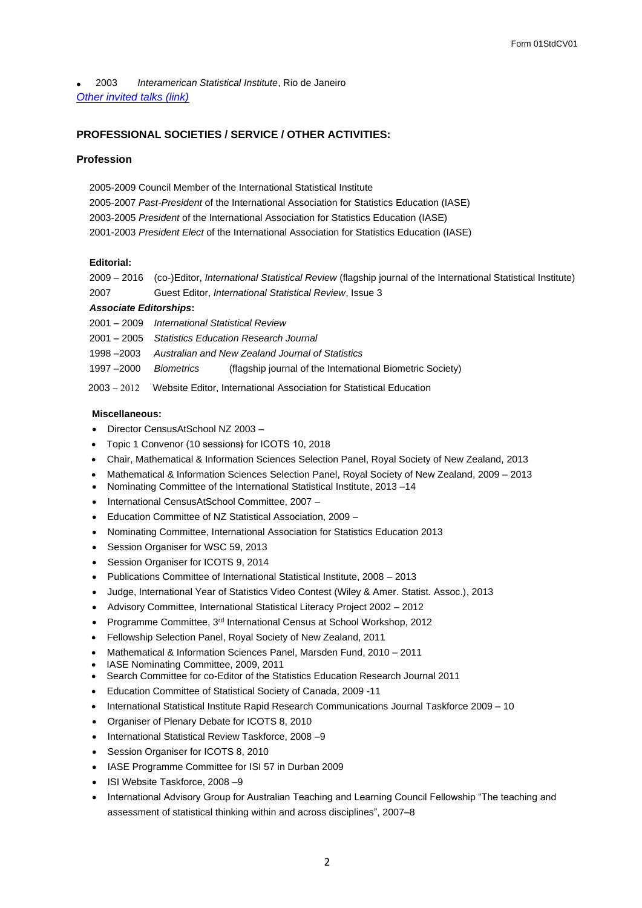- 2003 *Interamerican Statistical Institute*, Rio de Janeiro

*Other invited talks (link)*

## PROFESSIONAL SOCIETIES / SERVICE / OTHER ACTIVITIES:

### Profession

2005-2009 Council Member of the International Statistical Institute

2005-2007 *Past-President* of the International Association for Statistics Education (IASE)

2003-2005 *President* of the International Association for Statistics Education (IASE)

2001-2003 *President Elect* of the International Association for Statistics Education (IASE)

**Editorial:**

2009 – 2016 (co-)Editor, *International Statistical Review* (flagship journal of the International Statistical Institute)

2007 Guest Editor, *International Statistical Review*, Issue 3

***Associate Editorships*:**

2001 – 2009 *International Statistical Review*

2001 – 2005 *Statistics Education Research Journal*

1998 –2003 *Australian and New Zealand Journal of Statistics*

1997 –2000 *Biometrics* (flagship journal of the International Biometric Society)

2003 – 2012 Website Editor, International Association for Statistical Education

**Miscellaneous:**

- Director CensusAtSchool NZ 2003 –
- Topic 1 Convenor (10 sessions) for ICOTS 10, 2018
- Chair, Mathematical & Information Sciences Selection Panel, Royal Society of New Zealand, 2013
- Mathematical & Information Sciences Selection Panel, Royal Society of New Zealand, 2009 – 2013
- Nominating Committee of the International Statistical Institute, 2013 –14
- International CensusAtSchool Committee, 2007 –
- Education Committee of NZ Statistical Association, 2009 –
- Nominating Committee, International Association for Statistics Education 2013
- Session Organiser for WSC 59, 2013
- Session Organiser for ICOTS 9, 2014
- Publications Committee of International Statistical Institute, 2008 – 2013
- Judge, International Year of Statistics Video Contest (Wiley & Amer. Statist. Assoc.), 2013
- Advisory Committee, International Statistical Literacy Project 2002 – 2012
- Programme Committee, 3rd International Census at School Workshop, 2012
- Fellowship Selection Panel, Royal Society of New Zealand, 2011
- Mathematical & Information Sciences Panel, Marsden Fund, 2010 – 2011
- IASE Nominating Committee, 2009, 2011
- Search Committee for co-Editor of the Statistics Education Research Journal 2011
- Education Committee of Statistical Society of Canada, 2009 -11
- International Statistical Institute Rapid Research Communications Journal Taskforce 2009 – 10
- Organiser of Plenary Debate for ICOTS 8, 2010
- International Statistical Review Taskforce, 2008 –9
- Session Organiser for ICOTS 8, 2010
- IASE Programme Committee for ISI 57 in Durban 2009
- ISI Website Taskforce, 2008 –9
- International Advisory Group for Australian Teaching and Learning Council Fellowship "The teaching and assessment of statistical thinking within and across disciplines", 2007–8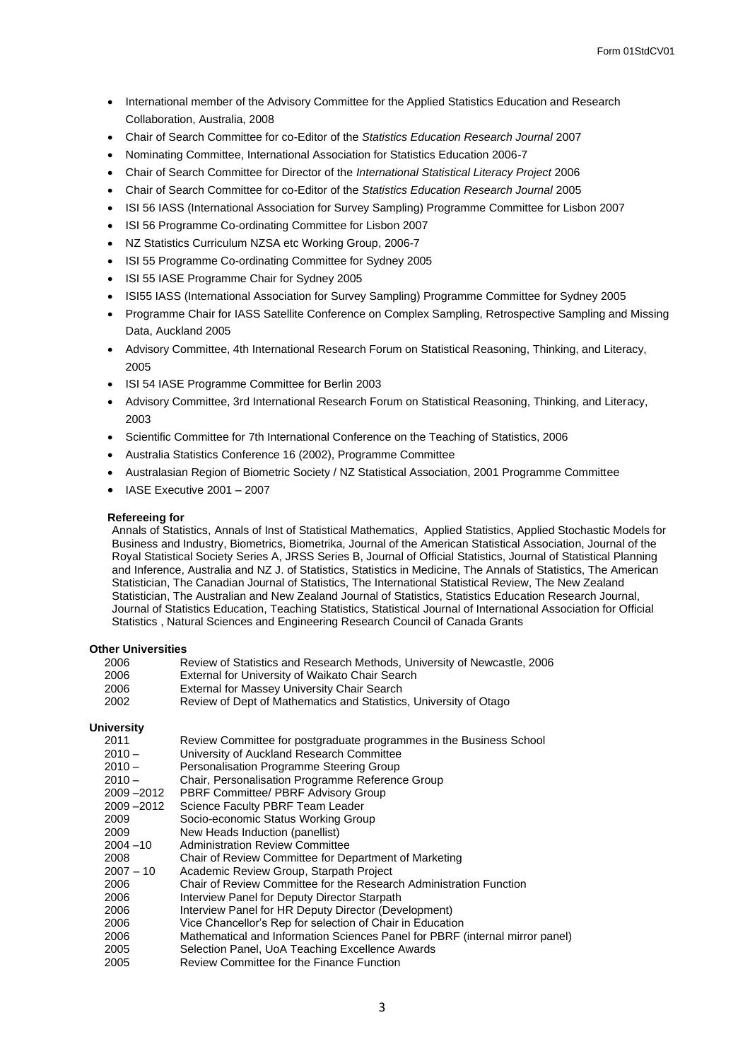- International member of the Advisory Committee for the Applied Statistics Education and Research Collaboration, Australia, 2008
- Chair of Search Committee for co-Editor of the *Statistics Education Research Journal* 2007
- Nominating Committee, International Association for Statistics Education 2006-7
- Chair of Search Committee for Director of the *International Statistical Literacy Project* 2006
- Chair of Search Committee for co-Editor of the *Statistics Education Research Journal* 2005
- ISI 56 IASS (International Association for Survey Sampling) Programme Committee for Lisbon 2007
- ISI 56 Programme Co-ordinating Committee for Lisbon 2007
- NZ Statistics Curriculum NZSA etc Working Group, 2006-7
- ISI 55 Programme Co-ordinating Committee for Sydney 2005
- ISI 55 IASE Programme Chair for Sydney 2005
- ISI55 IASS (International Association for Survey Sampling) Programme Committee for Sydney 2005
- Programme Chair for IASS Satellite Conference on Complex Sampling, Retrospective Sampling and Missing Data, Auckland 2005
- Advisory Committee, 4th International Research Forum on Statistical Reasoning, Thinking, and Literacy, 2005
- ISI 54 IASE Programme Committee for Berlin 2003
- Advisory Committee, 3rd International Research Forum on Statistical Reasoning, Thinking, and Literacy, 2003
- Scientific Committee for 7th International Conference on the Teaching of Statistics, 2006
- Australia Statistics Conference 16 (2002), Programme Committee
- Australasian Region of Biometric Society / NZ Statistical Association, 2001 Programme Committee
- IASE Executive 2001 – 2007

**Refereeing for**

Annals of Statistics, Annals of Inst of Statistical Mathematics, Applied Statistics, Applied Stochastic Models for Business and Industry, Biometrics, Biometrika, Journal of the American Statistical Association, Journal of the Royal Statistical Society Series A, JRSS Series B, Journal of Official Statistics, Journal of Statistical Planning and Inference, Australia and NZ J. of Statistics, Statistics in Medicine, The Annals of Statistics, The American Statistician, The Canadian Journal of Statistics, The International Statistical Review, The New Zealand Statistician, The Australian and New Zealand Journal of Statistics, Statistics Education Research Journal, Journal of Statistics Education, Teaching Statistics, Statistical Journal of International Association for Official Statistics , Natural Sciences and Engineering Research Council of Canada Grants

**Other Universities**

| | |
|---|---|
| 2006 | Review of Statistics and Research Methods, University of Newcastle, 2006 |
| 2006 | External for University of Waikato Chair Search |
| 2006 | External for Massey University Chair Search |
| 2002 | Review of Dept of Mathematics and Statistics, University of Otago |

**University**

| | |
|---|---|
| 2011 | Review Committee for postgraduate programmes in the Business School |
| 2010 – | University of Auckland Research Committee |
| 2010 – | Personalisation Programme Steering Group |
| 2010 – | Chair, Personalisation Programme Reference Group |
| 2009 –2012 | PBRF Committee/ PBRF Advisory Group |
| 2009 –2012 | Science Faculty PBRF Team Leader |
| 2009 | Socio-economic Status Working Group |
| 2009 | New Heads Induction (panellist) |
| 2004 –10 | Administration Review Committee |
| 2008 | Chair of Review Committee for Department of Marketing |
| 2007 – 10 | Academic Review Group, Starpath Project |
| 2006 | Chair of Review Committee for the Research Administration Function |
| 2006 | Interview Panel for Deputy Director Starpath |
| 2006 | Interview Panel for HR Deputy Director (Development) |
| 2006 | Vice Chancellor's Rep for selection of Chair in Education |
| 2006 | Mathematical and Information Sciences Panel for PBRF (internal mirror panel) |
| 2005 | Selection Panel, UoA Teaching Excellence Awards |
| 2005 | Review Committee for the Finance Function |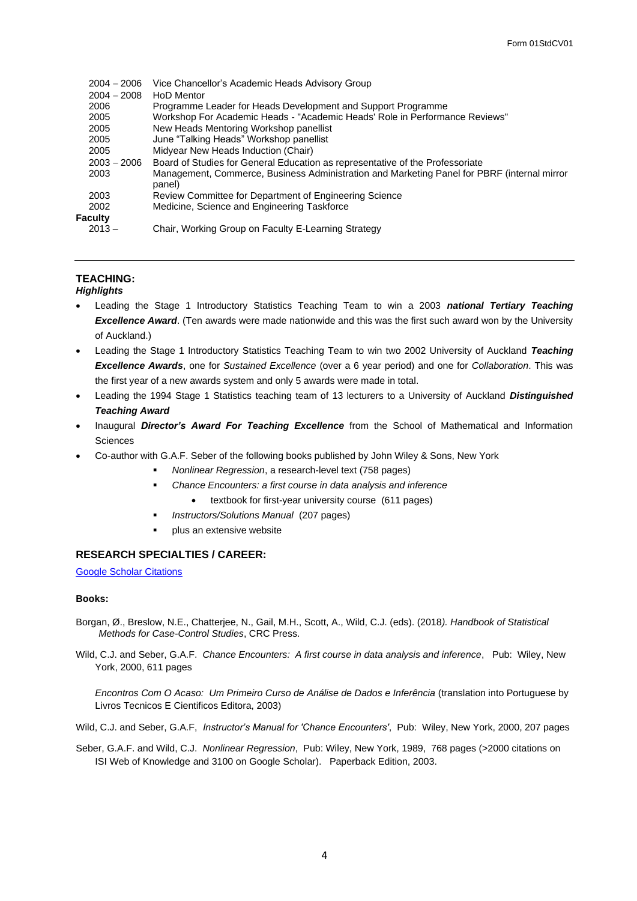| | |
|---|---|
| 2004 – 2006 | Vice Chancellor's Academic Heads Advisory Group |
| 2004 – 2008 | HoD Mentor |
| 2006 | Programme Leader for Heads Development and Support Programme |
| 2005 | Workshop For Academic Heads - "Academic Heads' Role in Performance Reviews" |
| 2005 | New Heads Mentoring Workshop panellist |
| 2005 | June "Talking Heads" Workshop panellist |
| 2005 | Midyear New Heads Induction (Chair) |
| 2003 – 2006 | Board of Studies for General Education as representative of the Professoriate |
| 2003 | Management, Commerce, Business Administration and Marketing Panel for PBRF (internal mirror panel) |
| 2003 | Review Committee for Department of Engineering Science |
| 2002 | Medicine, Science and Engineering Taskforce |
| **Faculty** | |
| 2013 – | Chair, Working Group on Faculty E-Learning Strategy |

---

## TEACHING:

***Highlights***

- Leading the Stage 1 Introductory Statistics Teaching Team to win a 2003 ***national Tertiary Teaching Excellence Award***. (Ten awards were made nationwide and this was the first such award won by the University of Auckland.)
- Leading the Stage 1 Introductory Statistics Teaching Team to win two 2002 University of Auckland ***Teaching Excellence Awards***, one for *Sustained Excellence* (over a 6 year period) and one for *Collaboration*. This was the first year of a new awards system and only 5 awards were made in total.
- Leading the 1994 Stage 1 Statistics teaching team of 13 lecturers to a University of Auckland ***Distinguished Teaching Award***
- Inaugural ***Director's Award For Teaching Excellence*** from the School of Mathematical and Information Sciences
- Co-author with G.A.F. Seber of the following books published by John Wiley & Sons, New York
    - *Nonlinear Regression*, a research-level text (758 pages)
    - *Chance Encounters: a first course in data analysis and inference*
        - textbook for first-year university course (611 pages)
    - *Instructors/Solutions Manual* (207 pages)
    - plus an extensive website

## RESEARCH SPECIALTIES / CAREER:

Google Scholar Citations

**Books:**

Borgan, Ø., Breslow, N.E., Chatterjee, N., Gail, M.H., Scott, A., Wild, C.J. (eds). (2018*). Handbook of Statistical Methods for Case-Control Studies*, CRC Press.

Wild, C.J. and Seber, G.A.F. *Chance Encounters: A first course in data analysis and inference*, Pub: Wiley, New York, 2000, 611 pages

*Encontros Com O Acaso: Um Primeiro Curso de Análise de Dados e Inferência* (translation into Portuguese by Livros Tecnicos E Cientificos Editora, 2003)

Wild, C.J. and Seber, G.A.F, *Instructor's Manual for 'Chance Encounters'*, Pub: Wiley, New York, 2000, 207 pages

Seber, G.A.F. and Wild, C.J. *Nonlinear Regression*, Pub: Wiley, New York, 1989, 768 pages (>2000 citations on ISI Web of Knowledge and 3100 on Google Scholar). Paperback Edition, 2003.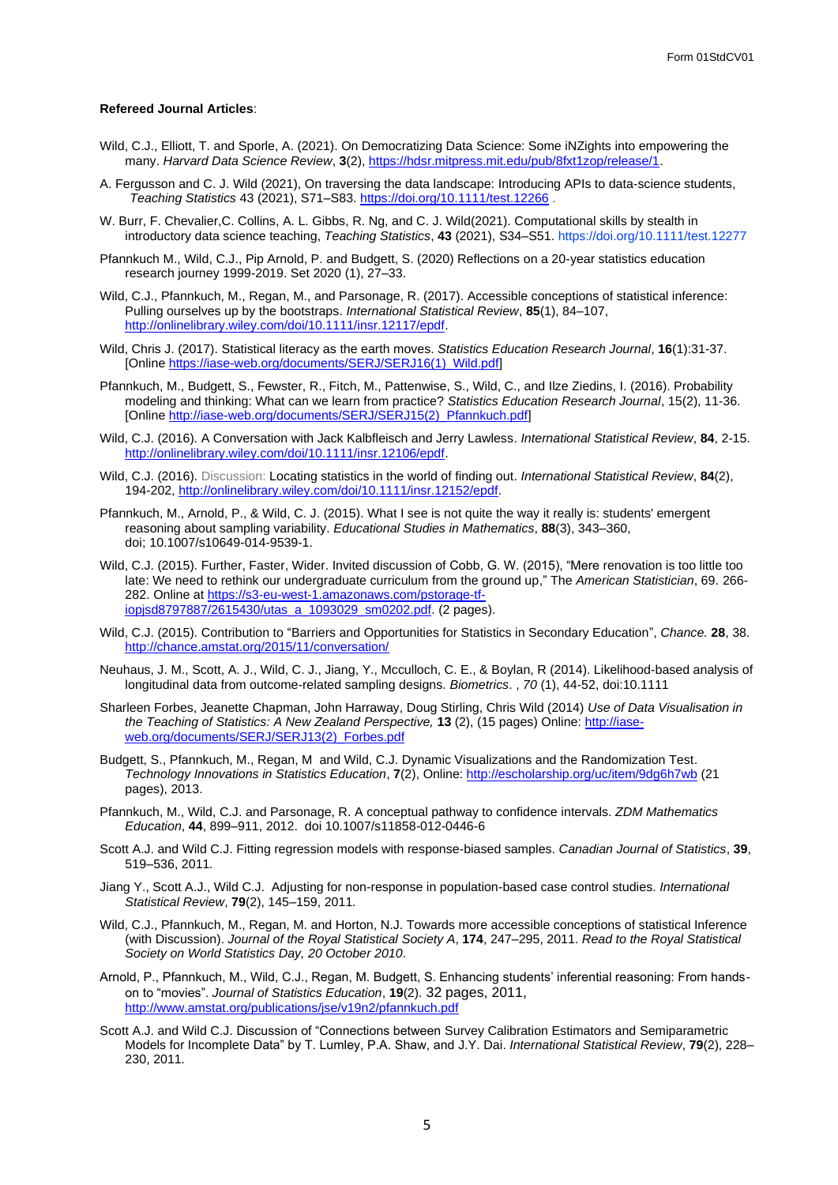**Refereed Journal Articles**:

Wild, C.J., Elliott, T. and Sporle, A. (2021). On Democratizing Data Science: Some iNZights into empowering the many. *Harvard Data Science Review*, **3**(2), https://hdsr.mitpress.mit.edu/pub/8fxt1zop/release/1.

A. Fergusson and C. J. Wild (2021), On traversing the data landscape: Introducing APIs to data-science students, *Teaching Statistics* 43 (2021), S71–S83. https://doi.org/10.1111/test.12266 .

W. Burr, F. Chevalier,C. Collins, A. L. Gibbs, R. Ng, and C. J. Wild(2021). Computational skills by stealth in introductory data science teaching, *Teaching Statistics*, **43** (2021), S34–S51. https://doi.org/10.1111/test.12277

Pfannkuch M., Wild, C.J., Pip Arnold, P. and Budgett, S. (2020) Reflections on a 20-year statistics education research journey 1999-2019. Set 2020 (1), 27–33.

Wild, C.J., Pfannkuch, M., Regan, M., and Parsonage, R. (2017). Accessible conceptions of statistical inference: Pulling ourselves up by the bootstraps. *International Statistical Review*, **85**(1), 84–107, http://onlinelibrary.wiley.com/doi/10.1111/insr.12117/epdf.

Wild, Chris J. (2017). Statistical literacy as the earth moves. *Statistics Education Research Journal*, **16**(1):31-37. [Online https://iase-web.org/documents/SERJ/SERJ16(1)_Wild.pdf]

Pfannkuch, M., Budgett, S., Fewster, R., Fitch, M., Pattenwise, S., Wild, C., and Ilze Ziedins, I. (2016). Probability modeling and thinking: What can we learn from practice? *Statistics Education Research Journal*, 15(2), 11-36. [Online http://iase-web.org/documents/SERJ/SERJ15(2)_Pfannkuch.pdf]

Wild, C.J. (2016). A Conversation with Jack Kalbfleisch and Jerry Lawless. *International Statistical Review*, **84**, 2-15. http://onlinelibrary.wiley.com/doi/10.1111/insr.12106/epdf.

Wild, C.J. (2016). Discussion: Locating statistics in the world of finding out. *International Statistical Review*, **84**(2), 194-202, http://onlinelibrary.wiley.com/doi/10.1111/insr.12152/epdf.

Pfannkuch, M., Arnold, P., & Wild, C. J. (2015). What I see is not quite the way it really is: students' emergent reasoning about sampling variability. *Educational Studies in Mathematics*, **88**(3), 343–360, doi; 10.1007/s10649-014-9539-1.

Wild, C.J. (2015). Further, Faster, Wider. Invited discussion of Cobb, G. W. (2015), "Mere renovation is too little too late: We need to rethink our undergraduate curriculum from the ground up," The *American Statistician*, 69. 266-282. Online at https://s3-eu-west-1.amazonaws.com/pstorage-tf-iopjsd8797887/2615430/utas_a_1093029_sm0202.pdf. (2 pages).

Wild, C.J. (2015). Contribution to "Barriers and Opportunities for Statistics in Secondary Education", *Chance.* **28**, 38. http://chance.amstat.org/2015/11/conversation/

Neuhaus, J. M., Scott, A. J., Wild, C. J., Jiang, Y., Mcculloch, C. E., & Boylan, R (2014). Likelihood-based analysis of longitudinal data from outcome-related sampling designs. *Biometrics*. , *70* (1), 44-52, doi:10.1111

Sharleen Forbes, Jeanette Chapman, John Harraway, Doug Stirling, Chris Wild (2014) *Use of Data Visualisation in the Teaching of Statistics: A New Zealand Perspective,* **13** (2), (15 pages) Online: http://iase-web.org/documents/SERJ/SERJ13(2)_Forbes.pdf

Budgett, S., Pfannkuch, M., Regan, M and Wild, C.J. Dynamic Visualizations and the Randomization Test. *Technology Innovations in Statistics Education*, **7**(2), Online: http://escholarship.org/uc/item/9dg6h7wb (21 pages), 2013.

Pfannkuch, M., Wild, C.J. and Parsonage, R. A conceptual pathway to confidence intervals. *ZDM Mathematics Education*, **44**, 899–911, 2012. doi 10.1007/s11858-012-0446-6

Scott A.J. and Wild C.J. Fitting regression models with response-biased samples. *Canadian Journal of Statistics*, **39**, 519–536, 2011.

Jiang Y., Scott A.J., Wild C.J. Adjusting for non-response in population-based case control studies. *International Statistical Review*, **79**(2), 145–159, 2011.

Wild, C.J., Pfannkuch, M., Regan, M. and Horton, N.J. Towards more accessible conceptions of statistical Inference (with Discussion). *Journal of the Royal Statistical Society A*, **174**, 247–295, 2011. *Read to the Royal Statistical Society on World Statistics Day, 20 October 2010*.

Arnold, P., Pfannkuch, M., Wild, C.J., Regan, M. Budgett, S. Enhancing students' inferential reasoning: From hands-on to "movies". *Journal of Statistics Education*, **19**(2). 32 pages, 2011, http://www.amstat.org/publications/jse/v19n2/pfannkuch.pdf

Scott A.J. and Wild C.J. Discussion of "Connections between Survey Calibration Estimators and Semiparametric Models for Incomplete Data" by T. Lumley, P.A. Shaw, and J.Y. Dai. *International Statistical Review*, **79**(2), 228–230, 2011.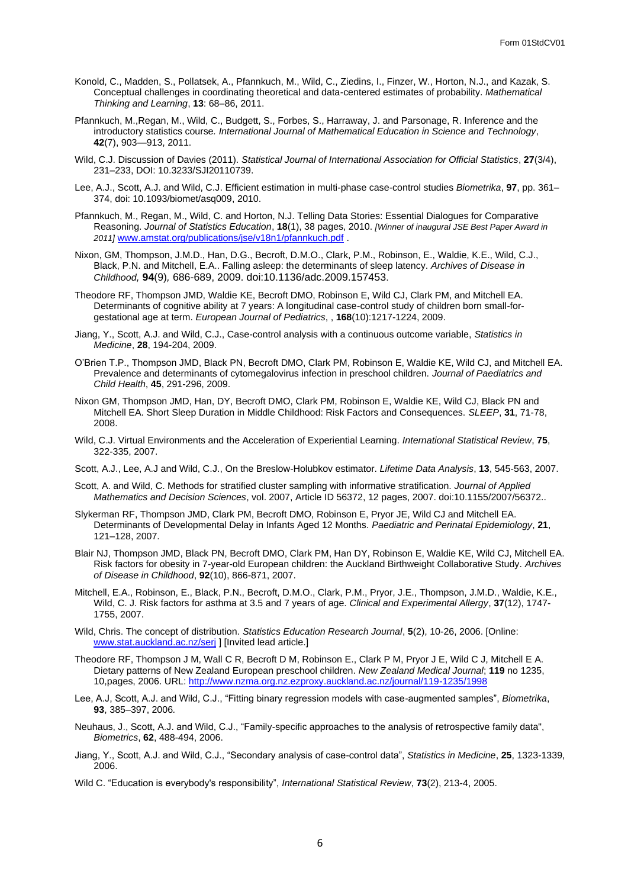Konold, C., Madden, S., Pollatsek, A., Pfannkuch, M., Wild, C., Ziedins, I., Finzer, W., Horton, N.J., and Kazak, S. Conceptual challenges in coordinating theoretical and data-centered estimates of probability. *Mathematical Thinking and Learning*, **13**: 68–86, 2011.

Pfannkuch, M.,Regan, M., Wild, C., Budgett, S., Forbes, S., Harraway, J. and Parsonage, R. Inference and the introductory statistics course. *International Journal of Mathematical Education in Science and Technology*, **42**(7), 903—913, 2011.

Wild, C.J. Discussion of Davies (2011). *Statistical Journal of International Association for Official Statistics*, **27**(3/4), 231–233, DOI: 10.3233/SJI20110739.

Lee, A.J., Scott, A.J. and Wild, C.J. Efficient estimation in multi-phase case-control studies *Biometrika*, **97**, pp. 361–374, doi: 10.1093/biomet/asq009, 2010.

Pfannkuch, M., Regan, M., Wild, C. and Horton, N.J. Telling Data Stories: Essential Dialogues for Comparative Reasoning. *Journal of Statistics Education*, **18**(1), 38 pages, 2010. *[Winner of inaugural JSE Best Paper Award in 2011]* www.amstat.org/publications/jse/v18n1/pfannkuch.pdf .

Nixon, GM, Thompson, J.M.D., Han, D.G., Becroft, D.M.O., Clark, P.M., Robinson, E., Waldie, K.E., Wild, C.J., Black, P.N. and Mitchell, E.A.. Falling asleep: the determinants of sleep latency. *Archives of Disease in Childhood,* **94**(9)*,* 686-689, 2009. doi:10.1136/adc.2009.157453.

Theodore RF, Thompson JMD, Waldie KE, Becroft DMO, Robinson E, Wild CJ, Clark PM, and Mitchell EA. Determinants of cognitive ability at 7 years: A longitudinal case-control study of children born small-for-gestational age at term. *European Journal of Pediatrics*, , **168**(10):1217-1224, 2009.

Jiang, Y., Scott, A.J. and Wild, C.J., Case-control analysis with a continuous outcome variable, *Statistics in Medicine*, **28**, 194-204, 2009.

O'Brien T.P., Thompson JMD, Black PN, Becroft DMO, Clark PM, Robinson E, Waldie KE, Wild CJ, and Mitchell EA. Prevalence and determinants of cytomegalovirus infection in preschool children. *Journal of Paediatrics and Child Health*, **45**, 291-296, 2009.

Nixon GM, Thompson JMD, Han, DY, Becroft DMO, Clark PM, Robinson E, Waldie KE, Wild CJ, Black PN and Mitchell EA. Short Sleep Duration in Middle Childhood: Risk Factors and Consequences. *SLEEP*, **31**, 71-78, 2008.

Wild, C.J. Virtual Environments and the Acceleration of Experiential Learning. *International Statistical Review*, **75**, 322-335, 2007.

Scott, A.J., Lee, A.J and Wild, C.J., On the Breslow-Holubkov estimator. *Lifetime Data Analysis*, **13**, 545-563, 2007.

Scott, A. and Wild, C. Methods for stratified cluster sampling with informative stratification. *Journal of Applied Mathematics and Decision Sciences*, vol. 2007, Article ID 56372, 12 pages, 2007. doi:10.1155/2007/56372..

Slykerman RF, Thompson JMD, Clark PM, Becroft DMO, Robinson E, Pryor JE, Wild CJ and Mitchell EA. Determinants of Developmental Delay in Infants Aged 12 Months. *Paediatric and Perinatal Epidemiology*, **21**, 121–128, 2007.

Blair NJ, Thompson JMD, Black PN, Becroft DMO, Clark PM, Han DY, Robinson E, Waldie KE, Wild CJ, Mitchell EA. Risk factors for obesity in 7-year-old European children: the Auckland Birthweight Collaborative Study. *Archives of Disease in Childhood*, **92**(10), 866-871, 2007.

Mitchell, E.A., Robinson, E., Black, P.N., Becroft, D.M.O., Clark, P.M., Pryor, J.E., Thompson, J.M.D., Waldie, K.E., Wild, C. J. Risk factors for asthma at 3.5 and 7 years of age. *Clinical and Experimental Allergy*, **37**(12), 1747-1755, 2007.

Wild, Chris. The concept of distribution. *Statistics Education Research Journal*, **5**(2), 10-26, 2006. [Online: www.stat.auckland.ac.nz/serj ] [Invited lead article.]

Theodore RF, Thompson J M, Wall C R, Becroft D M, Robinson E., Clark P M, Pryor J E, Wild C J, Mitchell E A. Dietary patterns of New Zealand European preschool children. *New Zealand Medical Journal*; **119** no 1235, 10,pages, 2006. URL: http://www.nzma.org.nz.ezproxy.auckland.ac.nz/journal/119-1235/1998

Lee, A.J, Scott, A.J. and Wild, C.J., "Fitting binary regression models with case-augmented samples", *Biometrika*, **93**, 385–397, 2006*.*

Neuhaus, J., Scott, A.J. and Wild, C.J., "Family-specific approaches to the analysis of retrospective family data", *Biometrics*, **62**, 488-494, 2006.

Jiang, Y., Scott, A.J. and Wild, C.J., "Secondary analysis of case-control data", *Statistics in Medicine*, **25**, 1323-1339, 2006.

Wild C. "Education is everybody's responsibility", *International Statistical Review*, **73**(2), 213-4, 2005.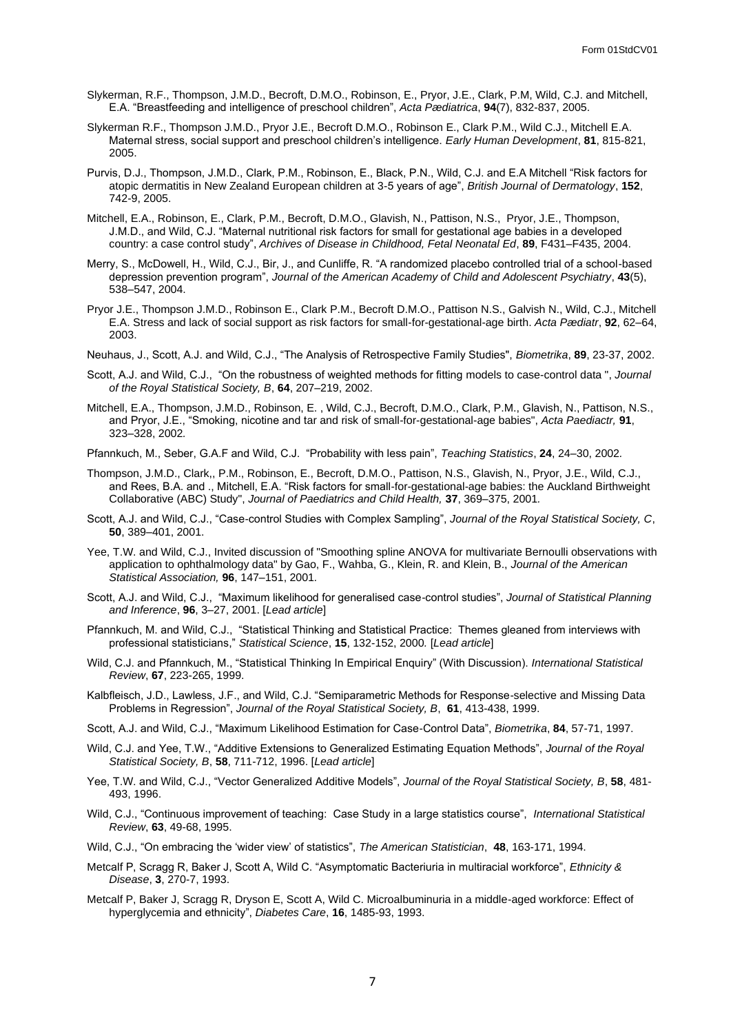Slykerman, R.F., Thompson, J.M.D., Becroft, D.M.O., Robinson, E., Pryor, J.E., Clark, P.M, Wild, C.J. and Mitchell, E.A. "Breastfeeding and intelligence of preschool children", *Acta Pædiatrica*, **94**(7), 832-837, 2005.

Slykerman R.F., Thompson J.M.D., Pryor J.E., Becroft D.M.O., Robinson E., Clark P.M., Wild C.J., Mitchell E.A. Maternal stress, social support and preschool children's intelligence. *Early Human Development*, **81**, 815-821, 2005.

Purvis, D.J., Thompson, J.M.D., Clark, P.M., Robinson, E., Black, P.N., Wild, C.J. and E.A Mitchell "Risk factors for atopic dermatitis in New Zealand European children at 3-5 years of age", *British Journal of Dermatology*, **152**, 742-9, 2005.

Mitchell, E.A., Robinson, E., Clark, P.M., Becroft, D.M.O., Glavish, N., Pattison, N.S., Pryor, J.E., Thompson, J.M.D., and Wild, C.J. "Maternal nutritional risk factors for small for gestational age babies in a developed country: a case control study", *Archives of Disease in Childhood, Fetal Neonatal Ed*, **89**, F431–F435, 2004.

Merry, S., McDowell, H., Wild, C.J., Bir, J., and Cunliffe, R. "A randomized placebo controlled trial of a school-based depression prevention program", *Journal of the American Academy of Child and Adolescent Psychiatry*, **43**(5), 538–547, 2004.

Pryor J.E., Thompson J.M.D., Robinson E., Clark P.M., Becroft D.M.O., Pattison N.S., Galvish N., Wild, C.J., Mitchell E.A. Stress and lack of social support as risk factors for small-for-gestational-age birth. *Acta Pædiatr*, **92**, 62–64, 2003.

Neuhaus, J., Scott, A.J. and Wild, C.J., "The Analysis of Retrospective Family Studies", *Biometrika*, **89**, 23-37, 2002.

Scott, A.J. and Wild, C.J., "On the robustness of weighted methods for fitting models to case-control data ", *Journal of the Royal Statistical Society, B*, **64**, 207–219, 2002.

Mitchell, E.A., Thompson, J.M.D., Robinson, E. , Wild, C.J., Becroft, D.M.O., Clark, P.M., Glavish, N., Pattison, N.S., and Pryor, J.E., "Smoking, nicotine and tar and risk of small-for-gestational-age babies", *Acta Paediactr,* **91**, 323–328, 2002.

Pfannkuch, M., Seber, G.A.F and Wild, C.J. "Probability with less pain", *Teaching Statistics*, **24**, 24–30, 2002.

Thompson, J.M.D., Clark,, P.M., Robinson, E., Becroft, D.M.O., Pattison, N.S., Glavish, N., Pryor, J.E., Wild, C.J., and Rees, B.A. and ., Mitchell, E.A. "Risk factors for small-for-gestational-age babies: the Auckland Birthweight Collaborative (ABC) Study", *Journal of Paediatrics and Child Health,* **37**, 369–375, 2001.

Scott, A.J. and Wild, C.J., "Case-control Studies with Complex Sampling", *Journal of the Royal Statistical Society, C*, **50**, 389–401, 2001.

Yee, T.W. and Wild, C.J., Invited discussion of "Smoothing spline ANOVA for multivariate Bernoulli observations with application to ophthalmology data" by Gao, F., Wahba, G., Klein, R. and Klein, B., *Journal of the American Statistical Association,* **96**, 147–151, 2001.

Scott, A.J. and Wild, C.J., "Maximum likelihood for generalised case-control studies", *Journal of Statistical Planning and Inference*, **96**, 3–27, 2001. [*Lead article*]

Pfannkuch, M. and Wild, C.J., "Statistical Thinking and Statistical Practice: Themes gleaned from interviews with professional statisticians," *Statistical Science*, **15**, 132-152, 2000. [*Lead article*]

Wild, C.J. and Pfannkuch, M., "Statistical Thinking In Empirical Enquiry" (With Discussion). *International Statistical Review*, **67**, 223-265, 1999.

Kalbfleisch, J.D., Lawless, J.F., and Wild, C.J. "Semiparametric Methods for Response-selective and Missing Data Problems in Regression", *Journal of the Royal Statistical Society, B*, **61**, 413-438, 1999.

Scott, A.J. and Wild, C.J., "Maximum Likelihood Estimation for Case-Control Data", *Biometrika*, **84**, 57-71, 1997.

Wild, C.J. and Yee, T.W., "Additive Extensions to Generalized Estimating Equation Methods", *Journal of the Royal Statistical Society, B*, **58**, 711-712, 1996. [*Lead article*]

Yee, T.W. and Wild, C.J., "Vector Generalized Additive Models", *Journal of the Royal Statistical Society, B*, **58**, 481-493, 1996.

Wild, C.J., "Continuous improvement of teaching: Case Study in a large statistics course", *International Statistical Review*, **63**, 49-68, 1995.

Wild, C.J., "On embracing the 'wider view' of statistics", *The American Statistician*, **48**, 163-171, 1994.

Metcalf P, Scragg R, Baker J, Scott A, Wild C. "Asymptomatic Bacteriuria in multiracial workforce", *Ethnicity & Disease*, **3**, 270-7, 1993.

Metcalf P, Baker J, Scragg R, Dryson E, Scott A, Wild C. Microalbuminuria in a middle-aged workforce: Effect of hyperglycemia and ethnicity", *Diabetes Care*, **16**, 1485-93, 1993.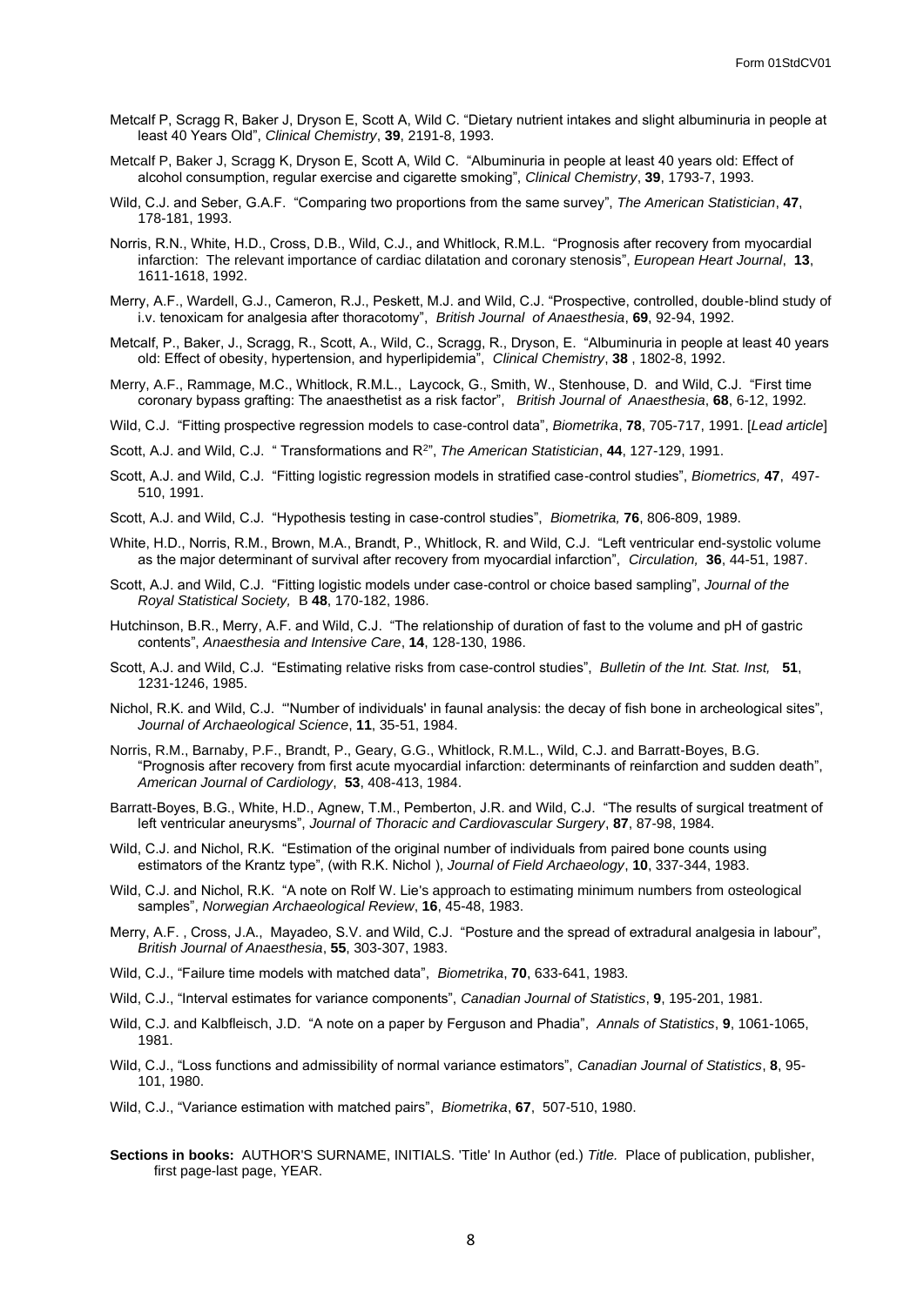Metcalf P, Scragg R, Baker J, Dryson E, Scott A, Wild C. "Dietary nutrient intakes and slight albuminuria in people at least 40 Years Old", *Clinical Chemistry*, **39**, 2191-8, 1993.

Metcalf P, Baker J, Scragg K, Dryson E, Scott A, Wild C. "Albuminuria in people at least 40 years old: Effect of alcohol consumption, regular exercise and cigarette smoking", *Clinical Chemistry*, **39**, 1793-7, 1993.

Wild, C.J. and Seber, G.A.F. "Comparing two proportions from the same survey", *The American Statistician*, **47**, 178-181, 1993.

Norris, R.N., White, H.D., Cross, D.B., Wild, C.J., and Whitlock, R.M.L. "Prognosis after recovery from myocardial infarction: The relevant importance of cardiac dilatation and coronary stenosis", *European Heart Journal*, **13**, 1611-1618, 1992.

Merry, A.F., Wardell, G.J., Cameron, R.J., Peskett, M.J. and Wild, C.J. "Prospective, controlled, double-blind study of i.v. tenoxicam for analgesia after thoracotomy", *British Journal of Anaesthesia*, **69**, 92-94, 1992.

Metcalf, P., Baker, J., Scragg, R., Scott, A., Wild, C., Scragg, R., Dryson, E. "Albuminuria in people at least 40 years old: Effect of obesity, hypertension, and hyperlipidemia", *Clinical Chemistry*, **38** , 1802-8, 1992.

Merry, A.F., Rammage, M.C., Whitlock, R.M.L., Laycock, G., Smith, W., Stenhouse, D. and Wild, C.J. "First time coronary bypass grafting: The anaesthetist as a risk factor", *British Journal of Anaesthesia*, **68**, 6-12, 1992.

Wild, C.J. "Fitting prospective regression models to case-control data", *Biometrika*, **78**, 705-717, 1991. [*Lead article*]

Scott, A.J. and Wild, C.J. " Transformations and $R^2$", *The American Statistician*, **44**, 127-129, 1991.

Scott, A.J. and Wild, C.J. "Fitting logistic regression models in stratified case-control studies", *Biometrics,* **47**, 497-510, 1991.

Scott, A.J. and Wild, C.J. "Hypothesis testing in case-control studies", *Biometrika,* **76**, 806-809, 1989.

White, H.D., Norris, R.M., Brown, M.A., Brandt, P., Whitlock, R. and Wild, C.J. "Left ventricular end-systolic volume as the major determinant of survival after recovery from myocardial infarction", *Circulation,* **36**, 44-51, 1987.

Scott, A.J. and Wild, C.J. "Fitting logistic models under case-control or choice based sampling", *Journal of the Royal Statistical Society,* B **48**, 170-182, 1986.

Hutchinson, B.R., Merry, A.F. and Wild, C.J. "The relationship of duration of fast to the volume and pH of gastric contents", *Anaesthesia and Intensive Care*, **14**, 128-130, 1986.

Scott, A.J. and Wild, C.J. "Estimating relative risks from case-control studies", *Bulletin of the Int. Stat. Inst,* **51**, 1231-1246, 1985.

Nichol, R.K. and Wild, C.J. "'Number of individuals' in faunal analysis: the decay of fish bone in archeological sites", *Journal of Archaeological Science*, **11**, 35-51, 1984.

Norris, R.M., Barnaby, P.F., Brandt, P., Geary, G.G., Whitlock, R.M.L., Wild, C.J. and Barratt-Boyes, B.G. "Prognosis after recovery from first acute myocardial infarction: determinants of reinfarction and sudden death", *American Journal of Cardiology*, **53**, 408-413, 1984.

Barratt-Boyes, B.G., White, H.D., Agnew, T.M., Pemberton, J.R. and Wild, C.J. "The results of surgical treatment of left ventricular aneurysms", *Journal of Thoracic and Cardiovascular Surgery*, **87**, 87-98, 1984.

Wild, C.J. and Nichol, R.K. "Estimation of the original number of individuals from paired bone counts using estimators of the Krantz type", (with R.K. Nichol ), *Journal of Field Archaeology*, **10**, 337-344, 1983.

Wild, C.J. and Nichol, R.K. "A note on Rolf W. Lie's approach to estimating minimum numbers from osteological samples", *Norwegian Archaeological Review*, **16**, 45-48, 1983.

Merry, A.F. , Cross, J.A., Mayadeo, S.V. and Wild, C.J. "Posture and the spread of extradural analgesia in labour", *British Journal of Anaesthesia*, **55**, 303-307, 1983.

Wild, C.J., "Failure time models with matched data", *Biometrika*, **70**, 633-641, 1983.

Wild, C.J., "Interval estimates for variance components", *Canadian Journal of Statistics*, **9**, 195-201, 1981.

Wild, C.J. and Kalbfleisch, J.D. "A note on a paper by Ferguson and Phadia", *Annals of Statistics*, **9**, 1061-1065, 1981.

Wild, C.J., "Loss functions and admissibility of normal variance estimators", *Canadian Journal of Statistics*, **8**, 95-101, 1980.

Wild, C.J., "Variance estimation with matched pairs", *Biometrika*, **67**, 507-510, 1980.

**Sections in books:** AUTHOR'S SURNAME, INITIALS. 'Title' In Author (ed.) *Title.* Place of publication, publisher, first page-last page, YEAR.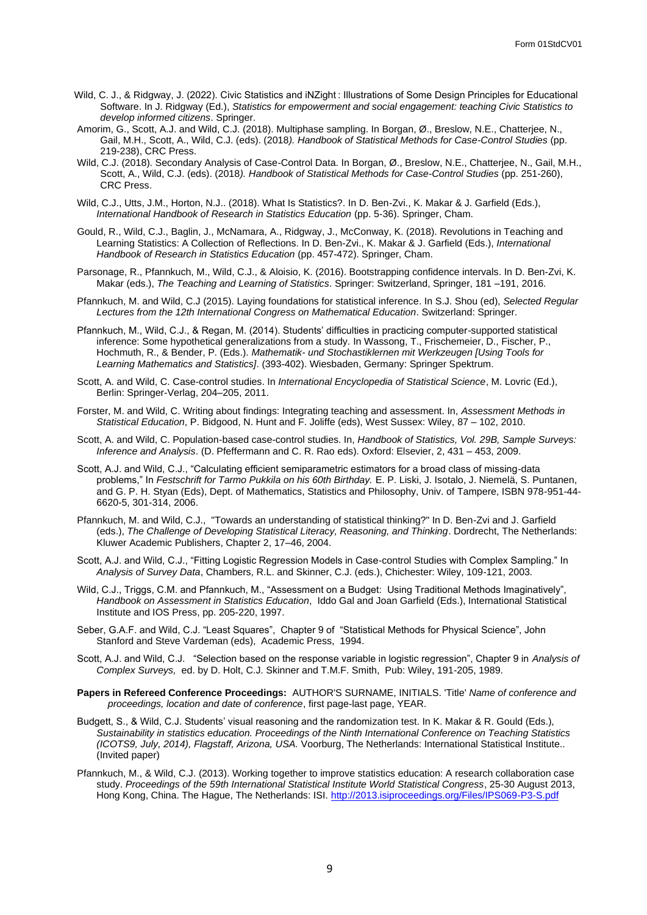Wild, C. J., & Ridgway, J. (2022). Civic Statistics and iNZight : Illustrations of Some Design Principles for Educational Software. In J. Ridgway (Ed.), *Statistics for empowerment and social engagement: teaching Civic Statistics to develop informed citizens*. Springer.

Amorim, G., Scott, A.J. and Wild, C.J. (2018). Multiphase sampling. In Borgan, Ø., Breslow, N.E., Chatterjee, N., Gail, M.H., Scott, A., Wild, C.J. (eds). (2018*). Handbook of Statistical Methods for Case-Control Studies* (pp. 219-238), CRC Press.

Wild, C.J. (2018). Secondary Analysis of Case-Control Data. In Borgan, Ø., Breslow, N.E., Chatterjee, N., Gail, M.H., Scott, A., Wild, C.J. (eds). (2018*). Handbook of Statistical Methods for Case-Control Studies* (pp. 251-260), CRC Press.

Wild, C.J., Utts, J.M., Horton, N.J.. (2018). What Is Statistics?. In D. Ben-Zvi., K. Makar & J. Garfield (Eds.), *International Handbook of Research in Statistics Education* (pp. 5-36). Springer, Cham.

Gould, R., Wild, C.J., Baglin, J., McNamara, A., Ridgway, J., McConway, K. (2018). Revolutions in Teaching and Learning Statistics: A Collection of Reflections. In D. Ben-Zvi., K. Makar & J. Garfield (Eds.), *International Handbook of Research in Statistics Education* (pp. 457-472). Springer, Cham.

Parsonage, R., Pfannkuch, M., Wild, C.J., & Aloisio, K. (2016). Bootstrapping confidence intervals. In D. Ben-Zvi, K. Makar (eds.), *The Teaching and Learning of Statistics*. Springer: Switzerland, Springer, 181 –191, 2016.

Pfannkuch, M. and Wild, C.J (2015). Laying foundations for statistical inference. In S.J. Shou (ed), *Selected Regular Lectures from the 12th International Congress on Mathematical Education*. Switzerland: Springer.

Pfannkuch, M., Wild, C.J., & Regan, M. (2014). Students' difficulties in practicing computer-supported statistical inference: Some hypothetical generalizations from a study. In Wassong, T., Frischemeier, D., Fischer, P., Hochmuth, R., & Bender, P. (Eds.). *Mathematik- und Stochastiklernen mit Werkzeugen [Using Tools for Learning Mathematics and Statistics]*. (393-402). Wiesbaden, Germany: Springer Spektrum.

Scott, A. and Wild, C. Case-control studies. In *International Encyclopedia of Statistical Science*, M. Lovric (Ed.), Berlin: Springer-Verlag, 204–205, 2011.

Forster, M. and Wild, C. Writing about findings: Integrating teaching and assessment. In, *Assessment Methods in Statistical Education*, P. Bidgood, N. Hunt and F. Joliffe (eds), West Sussex: Wiley, 87 – 102, 2010.

Scott, A. and Wild, C. Population-based case-control studies. In, *Handbook of Statistics, Vol. 29B, Sample Surveys: Inference and Analysis*. (D. Pfeffermann and C. R. Rao eds). Oxford: Elsevier, 2, 431 – 453, 2009.

Scott, A.J. and Wild, C.J., "Calculating efficient semiparametric estimators for a broad class of missing-data problems," In *Festschrift for Tarmo Pukkila on his 60th Birthday.* E. P. Liski, J. Isotalo, J. Niemelä, S. Puntanen, and G. P. H. Styan (Eds), Dept. of Mathematics, Statistics and Philosophy, Univ. of Tampere, ISBN 978-951-44-6620-5, 301-314, 2006.

Pfannkuch, M. and Wild, C.J., "Towards an understanding of statistical thinking?" In D. Ben-Zvi and J. Garfield (eds.), *The Challenge of Developing Statistical Literacy, Reasoning, and Thinking*. Dordrecht, The Netherlands: Kluwer Academic Publishers, Chapter 2, 17–46, 2004.

Scott, A.J. and Wild, C.J., "Fitting Logistic Regression Models in Case-control Studies with Complex Sampling." In *Analysis of Survey Data*, Chambers, R.L. and Skinner, C.J. (eds.), Chichester: Wiley, 109-121, 2003.

Wild, C.J., Triggs, C.M. and Pfannkuch, M., "Assessment on a Budget: Using Traditional Methods Imaginatively", *Handbook on Assessment in Statistics Education*, Iddo Gal and Joan Garfield (Eds.), International Statistical Institute and IOS Press, pp. 205-220, 1997.

Seber, G.A.F. and Wild, C.J. "Least Squares", Chapter 9 of "Statistical Methods for Physical Science", John Stanford and Steve Vardeman (eds), Academic Press, 1994.

Scott, A.J. and Wild, C.J. "Selection based on the response variable in logistic regression", Chapter 9 in *Analysis of Complex Surveys,* ed. by D. Holt, C.J. Skinner and T.M.F. Smith, Pub: Wiley, 191-205, 1989.

**Papers in Refereed Conference Proceedings:** AUTHOR'S SURNAME, INITIALS. 'Title' *Name of conference and proceedings, location and date of conference*, first page-last page, YEAR.

Budgett, S., & Wild, C.J. Students' visual reasoning and the randomization test. In K. Makar & R. Gould (Eds.), *Sustainability in statistics education. Proceedings of the Ninth International Conference on Teaching Statistics (ICOTS9, July, 2014), Flagstaff, Arizona, USA.* Voorburg, The Netherlands: International Statistical Institute.. (Invited paper)

Pfannkuch, M., & Wild, C.J. (2013). Working together to improve statistics education: A research collaboration case study. *Proceedings of the 59th International Statistical Institute World Statistical Congress*, 25-30 August 2013, Hong Kong, China. The Hague, The Netherlands: ISI. http://2013.isiproceedings.org/Files/IPS069-P3-S.pdf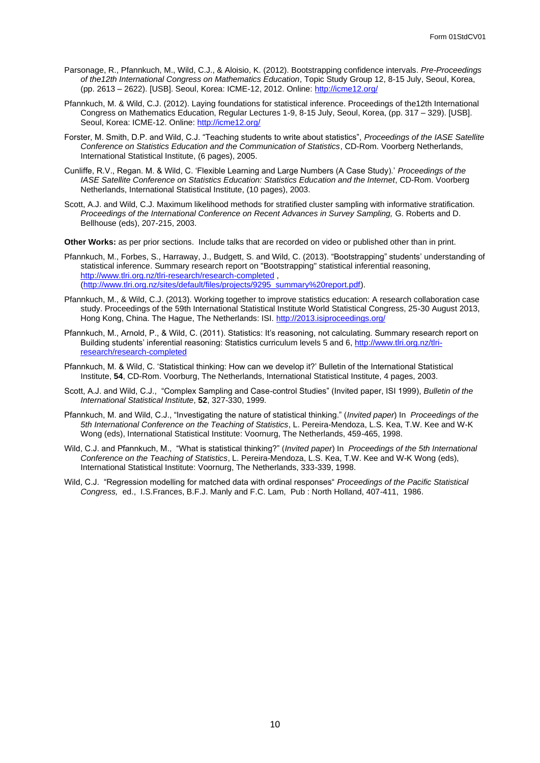Parsonage, R., Pfannkuch, M., Wild, C.J., & Aloisio, K. (2012). Bootstrapping confidence intervals. *Pre-Proceedings of the12th International Congress on Mathematics Education*, Topic Study Group 12, 8-15 July, Seoul, Korea, (pp. 2613 – 2622). [USB]. Seoul, Korea: ICME-12, 2012. Online: http://icme12.org/

Pfannkuch, M. & Wild, C.J. (2012). Laying foundations for statistical inference. Proceedings of the12th International Congress on Mathematics Education, Regular Lectures 1-9, 8-15 July, Seoul, Korea, (pp. 317 – 329). [USB]. Seoul, Korea: ICME-12. Online: http://icme12.org/

Forster, M. Smith, D.P. and Wild, C.J. "Teaching students to write about statistics", *Proceedings of the IASE Satellite Conference on Statistics Education and the Communication of Statistics*, CD-Rom. Voorberg Netherlands, International Statistical Institute, (6 pages), 2005.

Cunliffe, R.V., Regan. M. & Wild, C. 'Flexible Learning and Large Numbers (A Case Study).' *Proceedings of the IASE Satellite Conference on Statistics Education: Statistics Education and the Internet*, CD-Rom. Voorberg Netherlands, International Statistical Institute, (10 pages), 2003.

Scott, A.J. and Wild, C.J. Maximum likelihood methods for stratified cluster sampling with informative stratification. *Proceedings of the International Conference on Recent Advances in Survey Sampling,* G. Roberts and D. Bellhouse (eds), 207-215, 2003.

**Other Works:** as per prior sections. Include talks that are recorded on video or published other than in print.

Pfannkuch, M., Forbes, S., Harraway, J., Budgett, S. and Wild, C. (2013). "Bootstrapping" students' understanding of statistical inference. Summary research report on "Bootstrapping" statistical inferential reasoning, http://www.tlri.org.nz/tlri-research/research-completed , (http://www.tlri.org.nz/sites/default/files/projects/9295_summary%20report.pdf).

Pfannkuch, M., & Wild, C.J. (2013). Working together to improve statistics education: A research collaboration case study. Proceedings of the 59th International Statistical Institute World Statistical Congress, 25-30 August 2013, Hong Kong, China. The Hague, The Netherlands: ISI. http://2013.isiproceedings.org/

Pfannkuch, M., Arnold, P., & Wild, C. (2011). Statistics: It's reasoning, not calculating. Summary research report on Building students' inferential reasoning: Statistics curriculum levels 5 and 6, http://www.tlri.org.nz/tlri-research/research-completed

Pfannkuch, M. & Wild, C. 'Statistical thinking: How can we develop it?' Bulletin of the International Statistical Institute, **54**, CD-Rom. Voorburg, The Netherlands, International Statistical Institute, 4 pages, 2003.

Scott, A.J. and Wild, C.J., "Complex Sampling and Case-control Studies" (Invited paper, ISI 1999), *Bulletin of the International Statistical Institute*, **52**, 327-330, 1999.

Pfannkuch, M. and Wild, C.J., "Investigating the nature of statistical thinking." (*Invited paper*) In *Proceedings of the 5th International Conference on the Teaching of Statistics*, L. Pereira-Mendoza, L.S. Kea, T.W. Kee and W-K Wong (eds), International Statistical Institute: Voornurg, The Netherlands, 459-465, 1998.

Wild, C.J. and Pfannkuch, M., "What is statistical thinking?" (*Invited paper*) In *Proceedings of the 5th International Conference on the Teaching of Statistics*, L. Pereira-Mendoza, L.S. Kea, T.W. Kee and W-K Wong (eds), International Statistical Institute: Voornurg, The Netherlands, 333-339, 1998.

Wild, C.J. "Regression modelling for matched data with ordinal responses" *Proceedings of the Pacific Statistical Congress,* ed., I.S.Frances, B.F.J. Manly and F.C. Lam, Pub : North Holland, 407-411, 1986.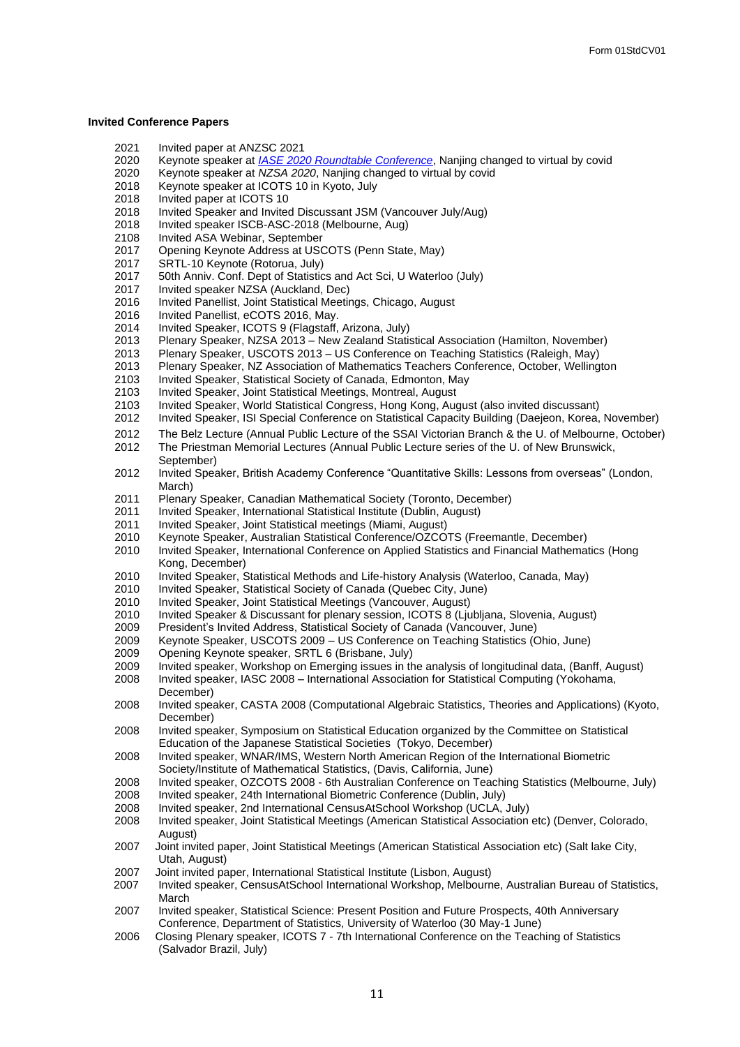**Invited Conference Papers**

2021 Invited paper at ANZSC 2021
2020 Keynote speaker at *IASE 2020 Roundtable Conference*, Nanjing changed to virtual by covid
2020 Keynote speaker at *NZSA 2020*, Nanjing changed to virtual by covid
2018 Keynote speaker at ICOTS 10 in Kyoto, July
2018 Invited paper at ICOTS 10
2018 Invited Speaker and Invited Discussant JSM (Vancouver July/Aug)
2018 Invited speaker ISCB-ASC-2018 (Melbourne, Aug)
2108 Invited ASA Webinar, September
2017 Opening Keynote Address at USCOTS (Penn State, May)
2017 SRTL-10 Keynote (Rotorua, July)
2017 50th Anniv. Conf. Dept of Statistics and Act Sci, U Waterloo (July)
2017 Invited speaker NZSA (Auckland, Dec)
2016 Invited Panellist, Joint Statistical Meetings, Chicago, August
2016 Invited Panellist, eCOTS 2016, May.
2014 Invited Speaker, ICOTS 9 (Flagstaff, Arizona, July)
2013 Plenary Speaker, NZSA 2013 – New Zealand Statistical Association (Hamilton, November)
2013 Plenary Speaker, USCOTS 2013 – US Conference on Teaching Statistics (Raleigh, May)
2013 Plenary Speaker, NZ Association of Mathematics Teachers Conference, October, Wellington
2103 Invited Speaker, Statistical Society of Canada, Edmonton, May
2103 Invited Speaker, Joint Statistical Meetings, Montreal, August
2103 Invited Speaker, World Statistical Congress, Hong Kong, August (also invited discussant)
2012 Invited Speaker, ISI Special Conference on Statistical Capacity Building (Daejeon, Korea, November)
2012 The Belz Lecture (Annual Public Lecture of the SSAI Victorian Branch & the U. of Melbourne, October)
2012 The Priestman Memorial Lectures (Annual Public Lecture series of the U. of New Brunswick, September)
2012 Invited Speaker, British Academy Conference "Quantitative Skills: Lessons from overseas" (London, March)
2011 Plenary Speaker, Canadian Mathematical Society (Toronto, December)
2011 Invited Speaker, International Statistical Institute (Dublin, August)
2011 Invited Speaker, Joint Statistical meetings (Miami, August)
2010 Keynote Speaker, Australian Statistical Conference/OZCOTS (Freemantle, December)
2010 Invited Speaker, International Conference on Applied Statistics and Financial Mathematics (Hong Kong, December)
2010 Invited Speaker, Statistical Methods and Life-history Analysis (Waterloo, Canada, May)
2010 Invited Speaker, Statistical Society of Canada (Quebec City, June)
2010 Invited Speaker, Joint Statistical Meetings (Vancouver, August)
2010 Invited Speaker & Discussant for plenary session, ICOTS 8 (Ljubljana, Slovenia, August)
2009 President's Invited Address, Statistical Society of Canada (Vancouver, June)
2009 Keynote Speaker, USCOTS 2009 – US Conference on Teaching Statistics (Ohio, June)
2009 Opening Keynote speaker, SRTL 6 (Brisbane, July)
2009 Invited speaker, Workshop on Emerging issues in the analysis of longitudinal data, (Banff, August)
2008 Invited speaker, IASC 2008 – International Association for Statistical Computing (Yokohama, December)
2008 Invited speaker, CASTA 2008 (Computational Algebraic Statistics, Theories and Applications) (Kyoto, December)
2008 Invited speaker, Symposium on Statistical Education organized by the Committee on Statistical Education of the Japanese Statistical Societies (Tokyo, December)
2008 Invited speaker, WNAR/IMS, Western North American Region of the International Biometric Society/Institute of Mathematical Statistics, (Davis, California, June)
2008 Invited speaker, OZCOTS 2008 - 6th Australian Conference on Teaching Statistics (Melbourne, July)
2008 Invited speaker, 24th International Biometric Conference (Dublin, July)
2008 Invited speaker, 2nd International CensusAtSchool Workshop (UCLA, July)
2008 Invited speaker, Joint Statistical Meetings (American Statistical Association etc) (Denver, Colorado, August)
2007 Joint invited paper, Joint Statistical Meetings (American Statistical Association etc) (Salt lake City, Utah, August)
2007 Joint invited paper, International Statistical Institute (Lisbon, August)
2007 Invited speaker, CensusAtSchool International Workshop, Melbourne, Australian Bureau of Statistics, March
2007 Invited speaker, Statistical Science: Present Position and Future Prospects, 40th Anniversary Conference, Department of Statistics, University of Waterloo (30 May-1 June)
2006 Closing Plenary speaker, ICOTS 7 - 7th International Conference on the Teaching of Statistics (Salvador Brazil, July)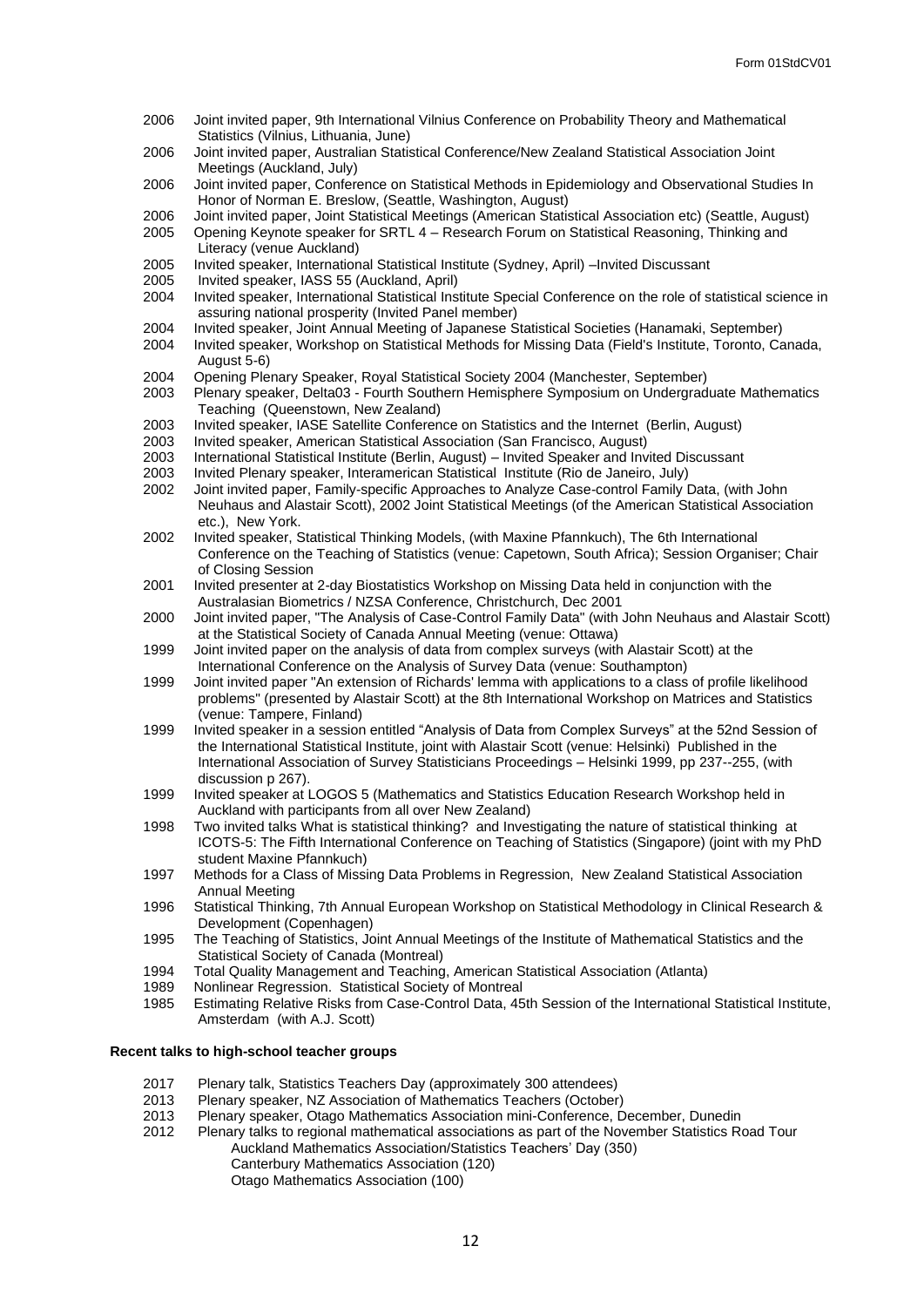2006 Joint invited paper, 9th International Vilnius Conference on Probability Theory and Mathematical Statistics (Vilnius, Lithuania, June)
2006 Joint invited paper, Australian Statistical Conference/New Zealand Statistical Association Joint Meetings (Auckland, July)
2006 Joint invited paper, Conference on Statistical Methods in Epidemiology and Observational Studies In Honor of Norman E. Breslow, (Seattle, Washington, August)
2006 Joint invited paper, Joint Statistical Meetings (American Statistical Association etc) (Seattle, August)
2005 Opening Keynote speaker for SRTL 4 – Research Forum on Statistical Reasoning, Thinking and Literacy (venue Auckland)
2005 Invited speaker, International Statistical Institute (Sydney, April) –Invited Discussant
2005 Invited speaker, IASS 55 (Auckland, April)
2004 Invited speaker, International Statistical Institute Special Conference on the role of statistical science in assuring national prosperity (Invited Panel member)
2004 Invited speaker, Joint Annual Meeting of Japanese Statistical Societies (Hanamaki, September)
2004 Invited speaker, Workshop on Statistical Methods for Missing Data (Field's Institute, Toronto, Canada, August 5-6)
2004 Opening Plenary Speaker, Royal Statistical Society 2004 (Manchester, September)
2003 Plenary speaker, Delta03 - Fourth Southern Hemisphere Symposium on Undergraduate Mathematics Teaching (Queenstown, New Zealand)
2003 Invited speaker, IASE Satellite Conference on Statistics and the Internet (Berlin, August)
2003 Invited speaker, American Statistical Association (San Francisco, August)
2003 International Statistical Institute (Berlin, August) – Invited Speaker and Invited Discussant
2003 Invited Plenary speaker, Interamerican Statistical Institute (Rio de Janeiro, July)
2002 Joint invited paper, Family-specific Approaches to Analyze Case-control Family Data, (with John Neuhaus and Alastair Scott), 2002 Joint Statistical Meetings (of the American Statistical Association etc.), New York.
2002 Invited speaker, Statistical Thinking Models, (with Maxine Pfannkuch), The 6th International Conference on the Teaching of Statistics (venue: Capetown, South Africa); Session Organiser; Chair of Closing Session
2001 Invited presenter at 2-day Biostatistics Workshop on Missing Data held in conjunction with the Australasian Biometrics / NZSA Conference, Christchurch, Dec 2001
2000 Joint invited paper, "The Analysis of Case-Control Family Data" (with John Neuhaus and Alastair Scott) at the Statistical Society of Canada Annual Meeting (venue: Ottawa)
1999 Joint invited paper on the analysis of data from complex surveys (with Alastair Scott) at the International Conference on the Analysis of Survey Data (venue: Southampton)
1999 Joint invited paper "An extension of Richards' lemma with applications to a class of profile likelihood problems" (presented by Alastair Scott) at the 8th International Workshop on Matrices and Statistics (venue: Tampere, Finland)
1999 Invited speaker in a session entitled "Analysis of Data from Complex Surveys" at the 52nd Session of the International Statistical Institute, joint with Alastair Scott (venue: Helsinki) Published in the International Association of Survey Statisticians Proceedings – Helsinki 1999, pp 237--255, (with discussion p 267).
1999 Invited speaker at LOGOS 5 (Mathematics and Statistics Education Research Workshop held in Auckland with participants from all over New Zealand)
1998 Two invited talks What is statistical thinking? and Investigating the nature of statistical thinking at ICOTS-5: The Fifth International Conference on Teaching of Statistics (Singapore) (joint with my PhD student Maxine Pfannkuch)
1997 Methods for a Class of Missing Data Problems in Regression, New Zealand Statistical Association Annual Meeting
1996 Statistical Thinking, 7th Annual European Workshop on Statistical Methodology in Clinical Research & Development (Copenhagen)
1995 The Teaching of Statistics, Joint Annual Meetings of the Institute of Mathematical Statistics and the Statistical Society of Canada (Montreal)
1994 Total Quality Management and Teaching, American Statistical Association (Atlanta)
1989 Nonlinear Regression. Statistical Society of Montreal
1985 Estimating Relative Risks from Case-Control Data, 45th Session of the International Statistical Institute, Amsterdam (with A.J. Scott)

**Recent talks to high-school teacher groups**

2017 Plenary talk, Statistics Teachers Day (approximately 300 attendees)
2013 Plenary speaker, NZ Association of Mathematics Teachers (October)
2013 Plenary speaker, Otago Mathematics Association mini-Conference, December, Dunedin
2012 Plenary talks to regional mathematical associations as part of the November Statistics Road Tour
  Auckland Mathematics Association/Statistics Teachers' Day (350)
  Canterbury Mathematics Association (120)
  Otago Mathematics Association (100)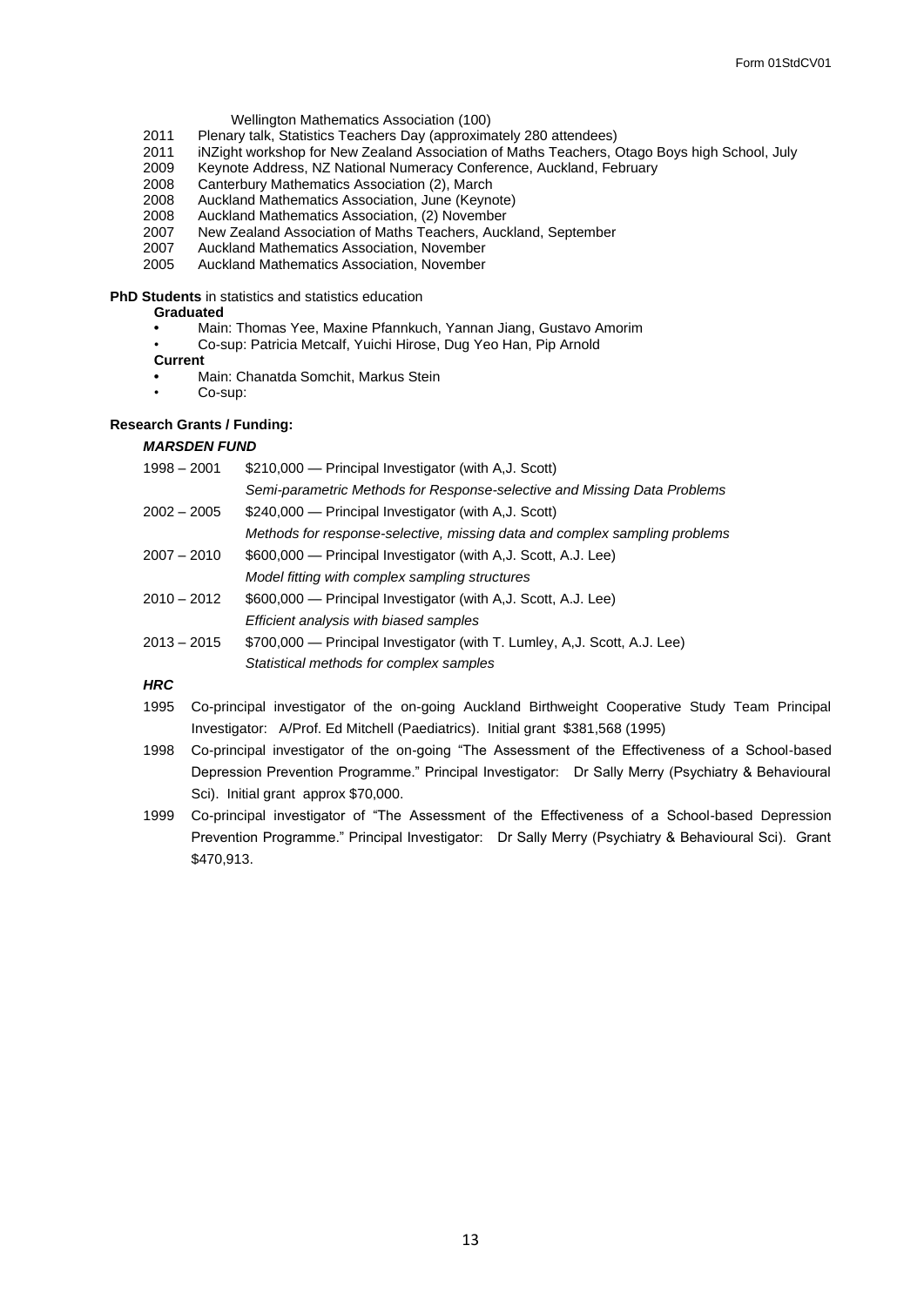Wellington Mathematics Association (100)

2011 Plenary talk, Statistics Teachers Day (approximately 280 attendees)
2011 iNZight workshop for New Zealand Association of Maths Teachers, Otago Boys high School, July
2009 Keynote Address, NZ National Numeracy Conference, Auckland, February
2008 Canterbury Mathematics Association (2), March
2008 Auckland Mathematics Association, June (Keynote)
2008 Auckland Mathematics Association, (2) November
2007 New Zealand Association of Maths Teachers, Auckland, September
2007 Auckland Mathematics Association, November
2005 Auckland Mathematics Association, November

**PhD Students** in statistics and statistics education

**Graduated**

- Main: Thomas Yee, Maxine Pfannkuch, Yannan Jiang, Gustavo Amorim
- Co-sup: Patricia Metcalf, Yuichi Hirose, Dug Yeo Han, Pip Arnold

**Current**

- Main: Chanatda Somchit, Markus Stein
- Co-sup:

**Research Grants / Funding:**

***MARSDEN FUND***

| | |
|---|---|
| 1998 – 2001 | $210,000 — Principal Investigator (with A,J. Scott)<br>*Semi-parametric Methods for Response-selective and Missing Data Problems* |
| 2002 – 2005 | $240,000 — Principal Investigator (with A,J. Scott)<br>*Methods for response-selective, missing data and complex sampling problems* |
| 2007 – 2010 | $600,000 — Principal Investigator (with A,J. Scott, A.J. Lee)<br>*Model fitting with complex sampling structures* |
| 2010 – 2012 | $600,000 — Principal Investigator (with A,J. Scott, A.J. Lee)<br>*Efficient analysis with biased samples* |
| 2013 – 2015 | $700,000 — Principal Investigator (with T. Lumley, A,J. Scott, A.J. Lee)<br>*Statistical methods for complex samples* |

***HRC***

1995 Co-principal investigator of the on-going Auckland Birthweight Cooperative Study Team Principal Investigator: A/Prof. Ed Mitchell (Paediatrics). Initial grant $381,568 (1995)

1998 Co-principal investigator of the on-going "The Assessment of the Effectiveness of a School-based Depression Prevention Programme." Principal Investigator: Dr Sally Merry (Psychiatry & Behavioural Sci). Initial grant approx $70,000.

1999 Co-principal investigator of "The Assessment of the Effectiveness of a School-based Depression Prevention Programme." Principal Investigator: Dr Sally Merry (Psychiatry & Behavioural Sci). Grant $470,913.